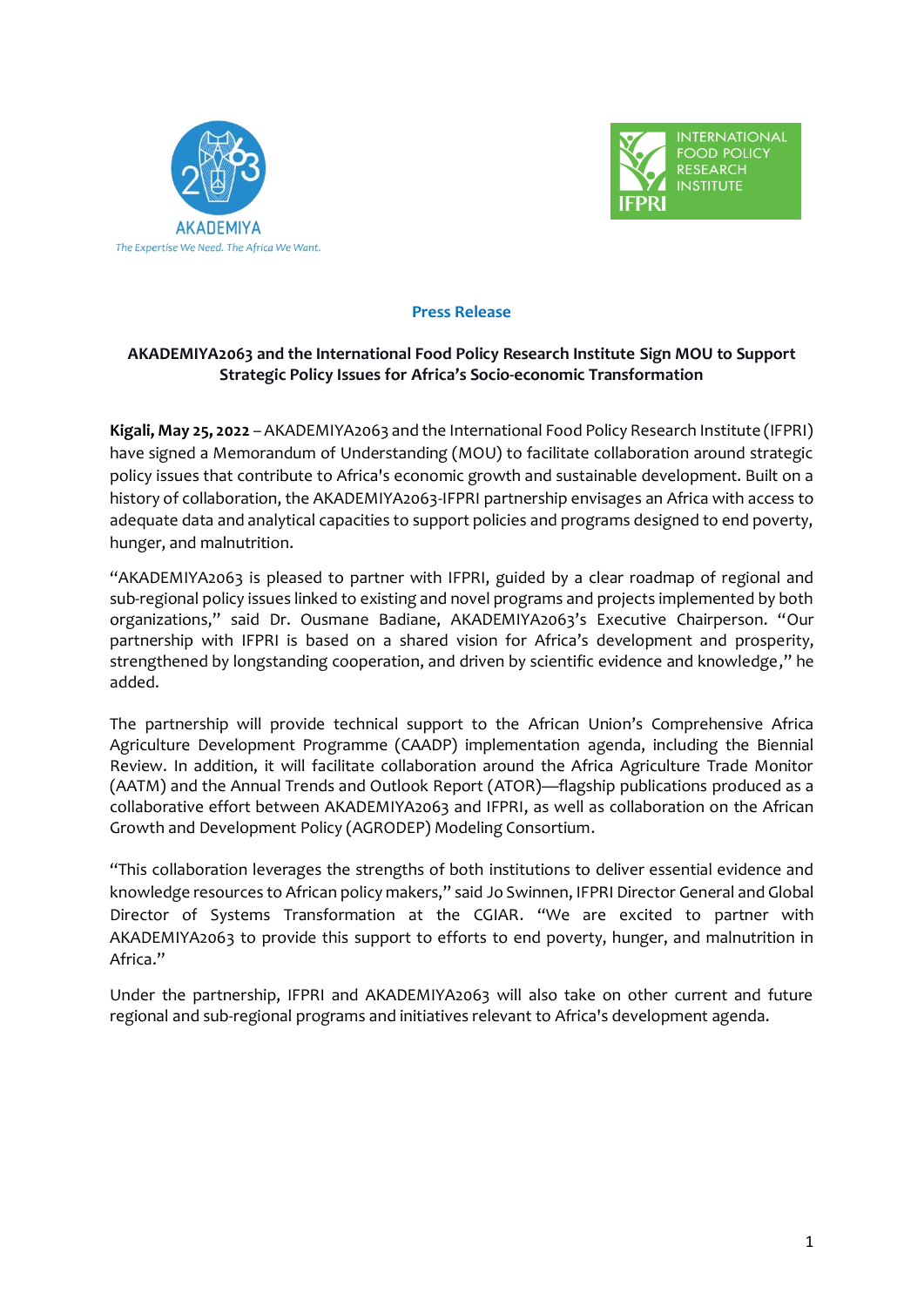AKADEMIYA

*The Expertise We Need. The Africa We Want.*

INTERNATIONAL FOOD POLICY RESEARCH INSTITUTE

IFPRI

**Press Release**

**AKADEMIYA2063 and the International Food Policy Research Institute Sign MOU to Support Strategic Policy Issues for Africa's Socio-economic Transformation**

**Kigali, May 25, 2022** – AKADEMIYA2063 and the International Food Policy Research Institute (IFPRI) have signed a Memorandum of Understanding (MOU) to facilitate collaboration around strategic policy issues that contribute to Africa's economic growth and sustainable development. Built on a history of collaboration, the AKADEMIYA2063-IFPRI partnership envisages an Africa with access to adequate data and analytical capacities to support policies and programs designed to end poverty, hunger, and malnutrition.

"AKADEMIYA2063 is pleased to partner with IFPRI, guided by a clear roadmap of regional and sub-regional policy issues linked to existing and novel programs and projects implemented by both organizations," said Dr. Ousmane Badiane, AKADEMIYA2063's Executive Chairperson. "Our partnership with IFPRI is based on a shared vision for Africa's development and prosperity, strengthened by longstanding cooperation, and driven by scientific evidence and knowledge," he added.

The partnership will provide technical support to the African Union's Comprehensive Africa Agriculture Development Programme (CAADP) implementation agenda, including the Biennial Review. In addition, it will facilitate collaboration around the Africa Agriculture Trade Monitor (AATM) and the Annual Trends and Outlook Report (ATOR)—flagship publications produced as a collaborative effort between AKADEMIYA2063 and IFPRI, as well as collaboration on the African Growth and Development Policy (AGRODEP) Modeling Consortium.

"This collaboration leverages the strengths of both institutions to deliver essential evidence and knowledge resources to African policy makers," said Jo Swinnen, IFPRI Director General and Global Director of Systems Transformation at the CGIAR. "We are excited to partner with AKADEMIYA2063 to provide this support to efforts to end poverty, hunger, and malnutrition in Africa."

Under the partnership, IFPRI and AKADEMIYA2063 will also take on other current and future regional and sub-regional programs and initiatives relevant to Africa's development agenda.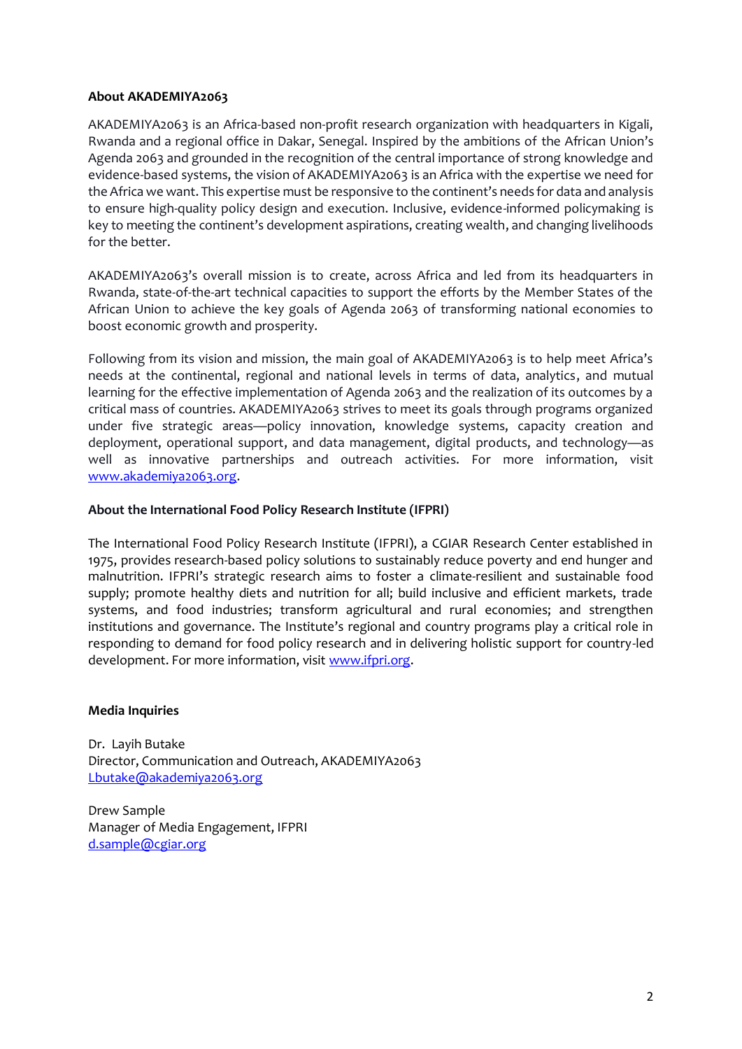**About AKADEMIYA2063**

AKADEMIYA2063 is an Africa-based non-profit research organization with headquarters in Kigali, Rwanda and a regional office in Dakar, Senegal. Inspired by the ambitions of the African Union's Agenda 2063 and grounded in the recognition of the central importance of strong knowledge and evidence-based systems, the vision of AKADEMIYA2063 is an Africa with the expertise we need for the Africa we want. This expertise must be responsive to the continent's needs for data and analysis to ensure high-quality policy design and execution. Inclusive, evidence-informed policymaking is key to meeting the continent's development aspirations, creating wealth, and changing livelihoods for the better.

AKADEMIYA2063's overall mission is to create, across Africa and led from its headquarters in Rwanda, state-of-the-art technical capacities to support the efforts by the Member States of the African Union to achieve the key goals of Agenda 2063 of transforming national economies to boost economic growth and prosperity.

Following from its vision and mission, the main goal of AKADEMIYA2063 is to help meet Africa's needs at the continental, regional and national levels in terms of data, analytics, and mutual learning for the effective implementation of Agenda 2063 and the realization of its outcomes by a critical mass of countries. AKADEMIYA2063 strives to meet its goals through programs organized under five strategic areas—policy innovation, knowledge systems, capacity creation and deployment, operational support, and data management, digital products, and technology—as well as innovative partnerships and outreach activities. For more information, visit www.akademiya2063.org.

**About the International Food Policy Research Institute (IFPRI)**

The International Food Policy Research Institute (IFPRI), a CGIAR Research Center established in 1975, provides research-based policy solutions to sustainably reduce poverty and end hunger and malnutrition. IFPRI's strategic research aims to foster a climate-resilient and sustainable food supply; promote healthy diets and nutrition for all; build inclusive and efficient markets, trade systems, and food industries; transform agricultural and rural economies; and strengthen institutions and governance. The Institute's regional and country programs play a critical role in responding to demand for food policy research and in delivering holistic support for country-led development. For more information, visit www.ifpri.org.

**Media Inquiries**

Dr. Layih Butake
Director, Communication and Outreach, AKADEMIYA2063
Lbutake@akademiya2063.org

Drew Sample
Manager of Media Engagement, IFPRI
d.sample@cgiar.org